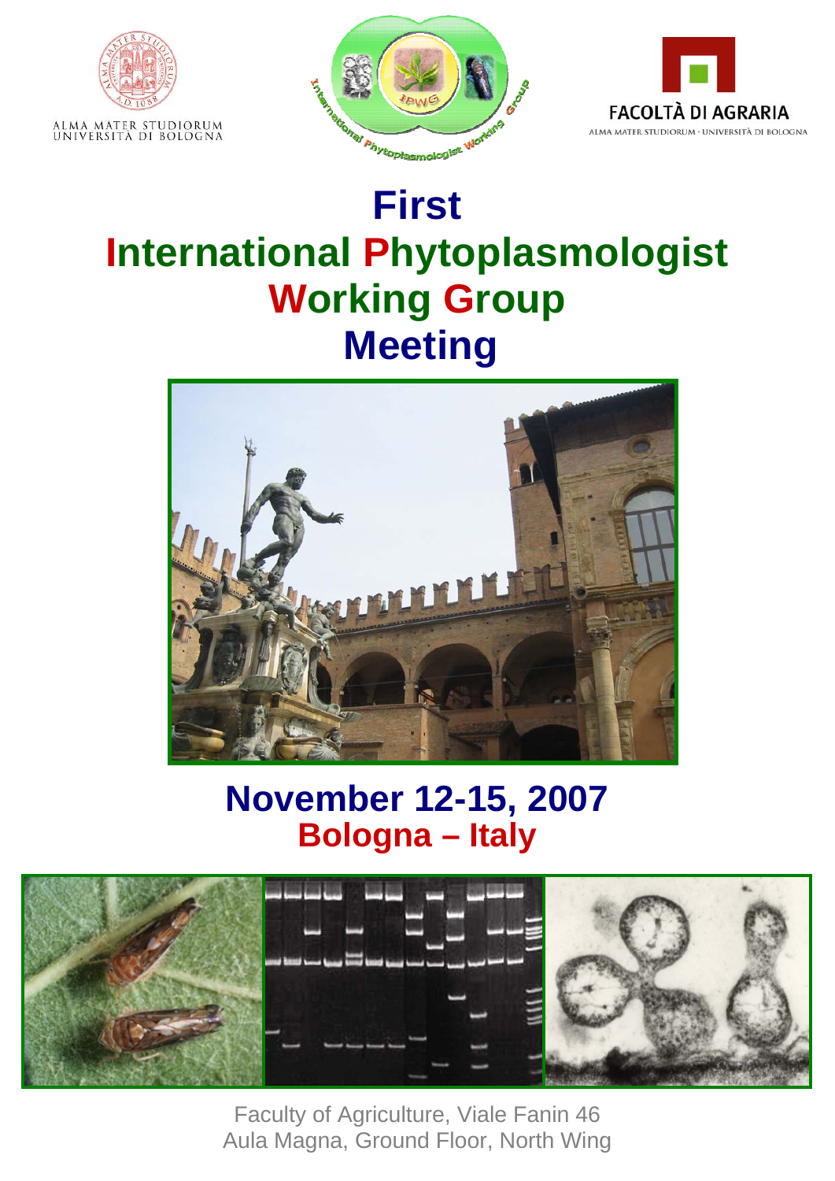ALMA MATER STUDIORUM
UNIVERSITÀ DI BOLOGNA

FACOLTÀ DI AGRARIA
ALMA MATER STUDIORUM · UNIVERSITÀ DI BOLOGNA

# First International Phytoplasmologist Working Group Meeting

## November 12-15, 2007
## Bologna – Italy

Faculty of Agriculture, Viale Fanin 46
Aula Magna, Ground Floor, North Wing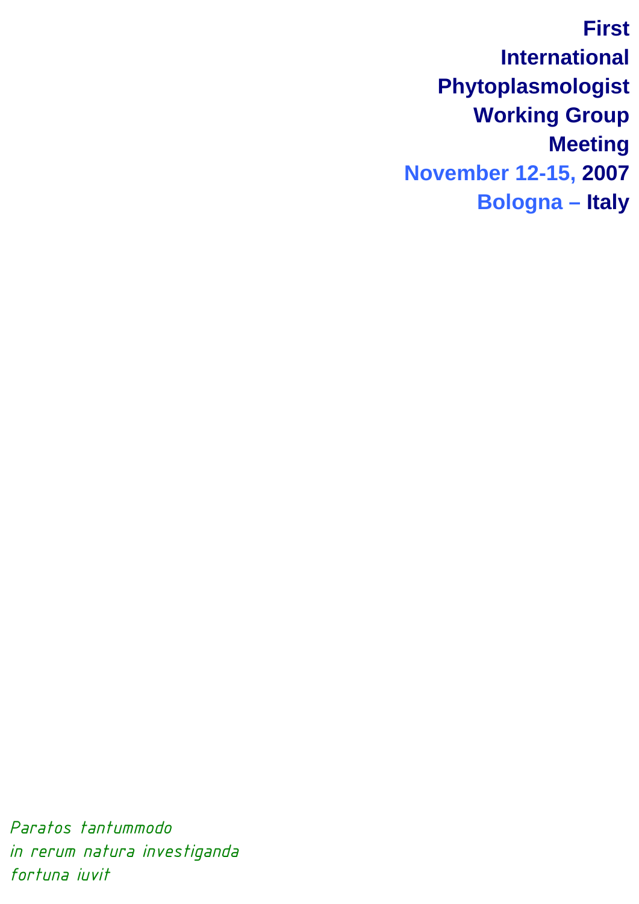# First International Phytoplasmologist Working Group Meeting

**November 12-15, 2007**

**Bologna – Italy**

*Paratos tantummodo*
*in rerum natura investiganda*
*fortuna iuvit*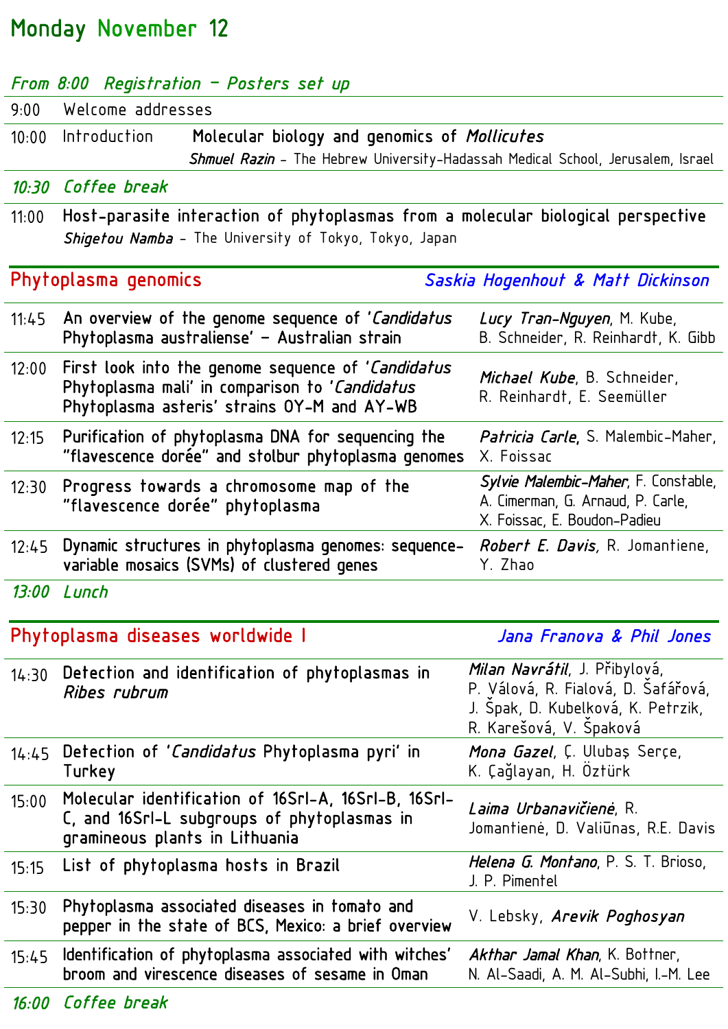# Monday November 12

*From 8:00 Registration – Posters set up*

| | | |
|---|---|---|
| 9:00 | Welcome addresses | |
| 10:00 | Introduction | Molecular biology and genomics of *Mollicutes* <br> ***Shmuel Razin*** – The Hebrew University-Hadassah Medical School, Jerusalem, Israel |

*10:30 Coffee break*

| | |
|---|---|
| 11:00 | Host-parasite interaction of phytoplasmas from a molecular biological perspective <br> ***Shigetou Namba*** – The University of Tokyo, Tokyo, Japan |

## Phytoplasma genomics — *Saskia Hogenhout & Matt Dickinson*

| | | |
|---|---|---|
| 11:45 | An overview of the genome sequence of '*Candidatus* Phytoplasma australiense' – Australian strain | ***Lucy Tran-Nguyen***, M. Kube, B. Schneider, R. Reinhardt, K. Gibb |
| 12:00 | First look into the genome sequence of '*Candidatus* Phytoplasma mali' in comparison to '*Candidatus* Phytoplasma asteris' strains OY-M and AY-WB | ***Michael Kube***, B. Schneider, R. Reinhardt, E. Seemüller |
| 12:15 | Purification of phytoplasma DNA for sequencing the "flavescence dorée" and stolbur phytoplasma genomes | ***Patricia Carle***, S. Malembic-Maher, X. Foissac |
| 12:30 | Progress towards a chromosome map of the "flavescence dorée" phytoplasma | ***Sylvie Malembic-Maher***, F. Constable, A. Cimerman, G. Arnaud, P. Carle, X. Foissac, E. Boudon-Padieu |
| 12:45 | Dynamic structures in phytoplasma genomes: sequence-variable mosaics (SVMs) of clustered genes | ***Robert E. Davis,*** R. Jomantiene, Y. Zhao |

*13:00 Lunch*

## Phytoplasma diseases worldwide I — *Jana Franova & Phil Jones*

| | | |
|---|---|---|
| 14:30 | Detection and identification of phytoplasmas in *Ribes rubrum* | ***Milan Navrátil***, J. Přibylová, P. Válová, R. Fialová, D. Šafářová, J. Špak, D. Kubelková, K. Petrzik, R. Karešová, V. Špaková |
| 14:45 | Detection of '*Candidatus* Phytoplasma pyri' in Turkey | ***Mona Gazel***, Ç. Ulubaş Serçe, K. Çağlayan, H. Öztürk |
| 15:00 | Molecular identification of 16SrI-A, 16SrI-B, 16SrI-C, and 16SrI-L subgroups of phytoplasmas in gramineous plants in Lithuania | ***Laima Urbanavičienė***, R. Jomantienė, D. Valiūnas, R.E. Davis |
| 15:15 | List of phytoplasma hosts in Brazil | ***Helena G. Montano***, P. S. T. Brioso, J. P. Pimentel |
| 15:30 | Phytoplasma associated diseases in tomato and pepper in the state of BCS, Mexico: a brief overview | V. Lebsky, ***Arevik Poghosyan*** |
| 15:45 | Identification of phytoplasma associated with witches' broom and virescence diseases of sesame in Oman | ***Akthar Jamal Khan***, K. Bottner, N. Al-Saadi, A. M. Al-Subhi, I.-M. Lee |

*16:00 Coffee break*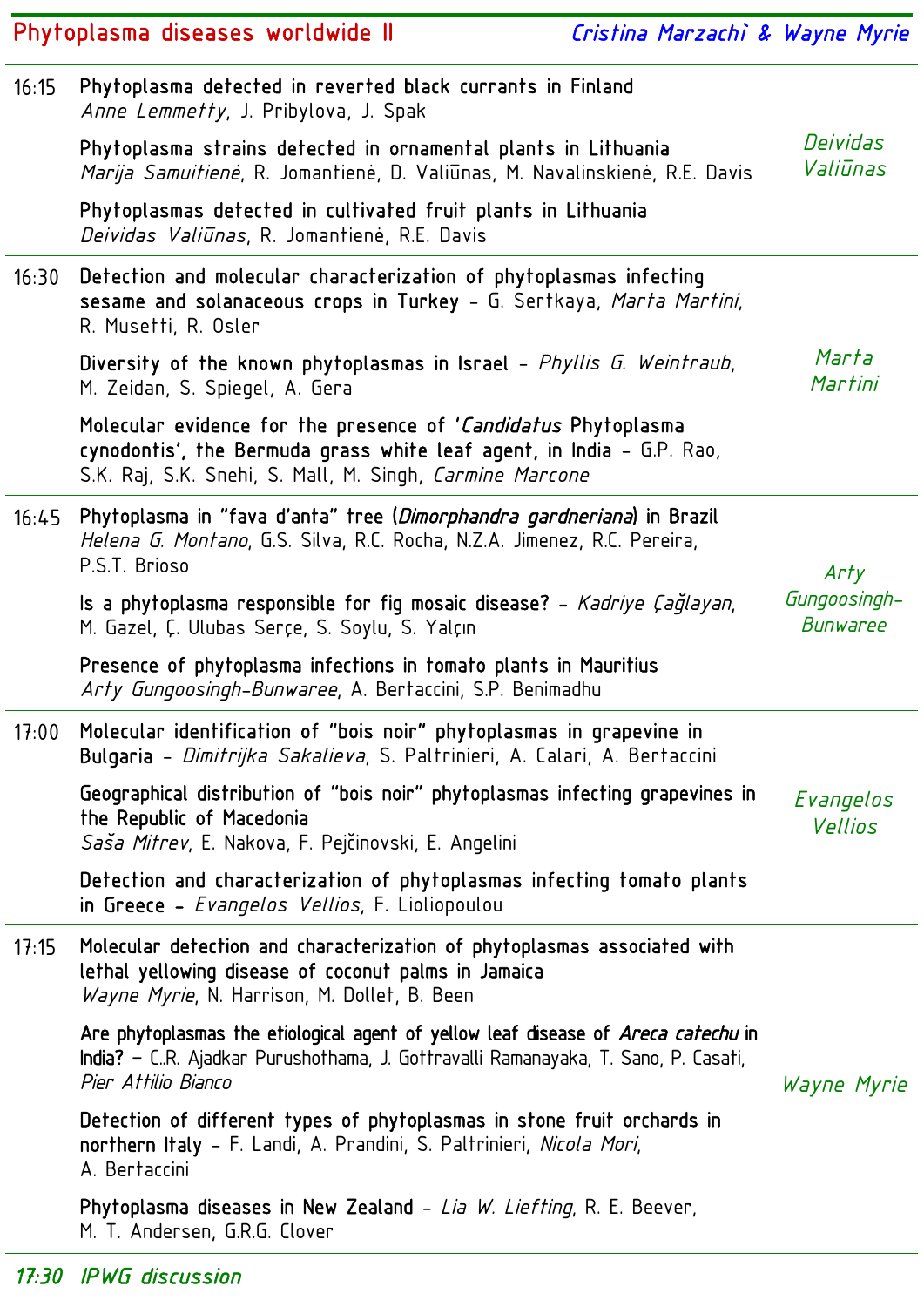## Phytoplasma diseases worldwide II — *Cristina Marzachì & Wayne Myrie*

| Time | Presentation | Speaker |
|---|---|---|
| 16:15 | **Phytoplasma detected in reverted black currants in Finland** *Anne Lemmetty*, J. Pribylova, J. Spak<br><br>**Phytoplasma strains detected in ornamental plants in Lithuania** *Marija Samuitienė*, R. Jomantienė, D. Valiūnas, M. Navalinskienė, R.E. Davis<br><br>**Phytoplasmas detected in cultivated fruit plants in Lithuania** *Deividas Valiūnas*, R. Jomantienė, R.E. Davis | *Deividas Valiūnas* |
| 16:30 | **Detection and molecular characterization of phytoplasmas infecting sesame and solanaceous crops in Turkey** – G. Sertkaya, *Marta Martini*, R. Musetti, R. Osler<br><br>**Diversity of the known phytoplasmas in Israel** – *Phyllis G. Weintraub*, M. Zeidan, S. Spiegel, A. Gera<br><br>**Molecular evidence for the presence of '*Candidatus* Phytoplasma cynodontis', the Bermuda grass white leaf agent, in India** – G.P. Rao, S.K. Raj, S.K. Snehi, S. Mall, M. Singh, *Carmine Marcone* | *Marta Martini* |
| 16:45 | **Phytoplasma in "fava d'anta" tree (*Dimorphandra gardneriana*) in Brazil** *Helena G. Montano*, G.S. Silva, R.C. Rocha, N.Z.A. Jimenez, R.C. Pereira, P.S.T. Brioso<br><br>**Is a phytoplasma responsible for fig mosaic disease?** – *Kadriye Çağlayan*, M. Gazel, Ç. Ulubas Serçe, S. Soylu, S. Yalçın<br><br>**Presence of phytoplasma infections in tomato plants in Mauritius** *Arty Gungoosingh-Bunwaree*, A. Bertaccini, S.P. Benimadhu | *Arty Gungoosingh-Bunwaree* |
| 17:00 | **Molecular identification of "bois noir" phytoplasmas in grapevine in Bulgaria** – *Dimitrijka Sakalieva*, S. Paltrinieri, A. Calari, A. Bertaccini<br><br>**Geographical distribution of "bois noir" phytoplasmas infecting grapevines in the Republic of Macedonia** *Saša Mitrev*, E. Nakova, F. Pejčinovski, E. Angelini<br><br>**Detection and characterization of phytoplasmas infecting tomato plants in Greece** – *Evangelos Vellios*, F. Lioliopoulou | *Evangelos Vellios* |
| 17:15 | **Molecular detection and characterization of phytoplasmas associated with lethal yellowing disease of coconut palms in Jamaica** *Wayne Myrie*, N. Harrison, M. Dollet, B. Been<br><br>**Are phytoplasmas the etiological agent of yellow leaf disease of *Areca catechu* in India?** – C.R. Ajadkar Purushothama, J. Gottravalli Ramanayaka, T. Sano, P. Casati, *Pier Attilio Bianco*<br><br>**Detection of different types of phytoplasmas in stone fruit orchards in northern Italy** – F. Landi, A. Prandini, S. Paltrinieri, *Nicola Mori*, A. Bertaccini<br><br>**Phytoplasma diseases in New Zealand** – *Lia W. Liefting*, R. E. Beever, M. T. Andersen, G.R.G. Clover | *Wayne Myrie* |

*17:30 IPWG discussion*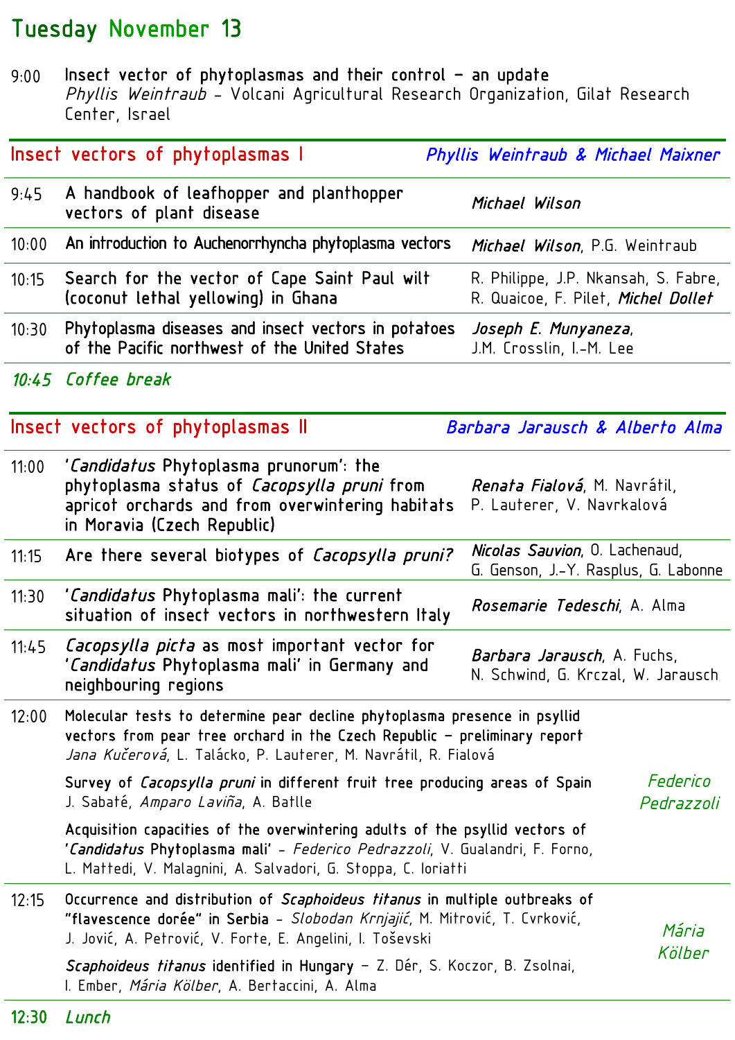# Tuesday November 13

9:00 **Insect vector of phytoplasmas and their control – an update**
*Phyllis Weintraub* – Volcani Agricultural Research Organization, Gilat Research Center, Israel

## Insect vectors of phytoplasmas I

*Phyllis Weintraub & Michael Maixner*

| Time | Title | Authors |
|---|---|---|
| 9:45 | A handbook of leafhopper and planthopper vectors of plant disease | *Michael Wilson* |
| 10:00 | An introduction to Auchenorrhyncha phytoplasma vectors | *Michael Wilson*, P.G. Weintraub |
| 10:15 | Search for the vector of Cape Saint Paul wilt (coconut lethal yellowing) in Ghana | R. Philippe, J.P. Nkansah, S. Fabre, R. Quaicoe, F. Pilet, *Michel Dollet* |
| 10:30 | Phytoplasma diseases and insect vectors in potatoes of the Pacific northwest of the United States | *Joseph E. Munyaneza*, J.M. Crosslin, I.-M. Lee |

*10:45 Coffee break*

## Insect vectors of phytoplasmas II

*Barbara Jarausch & Alberto Alma*

| Time | Title | Authors |
|---|---|---|
| 11:00 | '*Candidatus* Phytoplasma prunorum': the phytoplasma status of *Cacopsylla pruni* from apricot orchards and from overwintering habitats in Moravia (Czech Republic) | *Renata Fialová*, M. Navrátil, P. Lauterer, V. Navrkalová |
| 11:15 | Are there several biotypes of *Cacopsylla pruni?* | *Nicolas Sauvion*, O. Lachenaud, G. Genson, J.-Y. Rasplus, G. Labonne |
| 11:30 | '*Candidatus* Phytoplasma mali': the current situation of insect vectors in northwestern Italy | *Rosemarie Tedeschi*, A. Alma |
| 11:45 | *Cacopsylla picta* as most important vector for '*Candidatus* Phytoplasma mali' in Germany and neighbouring regions | *Barbara Jarausch*, A. Fuchs, N. Schwind, G. Krczal, W. Jarausch |

12:00 — *Federico Pedrazzoli*

- **Molecular tests to determine pear decline phytoplasma presence in psyllid vectors from pear tree orchard in the Czech Republic – preliminary report**
  *Jana Kučerová*, L. Talácko, P. Lauterer, M. Navrátil, R. Fialová
- **Survey of *Cacopsylla pruni* in different fruit tree producing areas of Spain**
  J. Sabaté, *Amparo Laviña*, A. Batlle
- **Acquisition capacities of the overwintering adults of the psyllid vectors of '*Candidatus* Phytoplasma mali'** – *Federico Pedrazzoli*, V. Gualandri, F. Forno, L. Mattedi, V. Malagnini, A. Salvadori, G. Stoppa, C. Ioriatti

12:15 — *Mária Kölber*

- **Occurrence and distribution of *Scaphoideus titanus* in multiple outbreaks of "flavescence dorée" in Serbia** – *Slobodan Krnjajić*, M. Mitrović, T. Cvrković, J. Jović, A. Petrović, V. Forte, E. Angelini, I. Toševski
- ***Scaphoideus titanus* identified in Hungary** – Z. Dér, S. Koczor, B. Zsolnai, I. Ember, *Mária Kölber*, A. Bertaccini, A. Alma

*12:30 Lunch*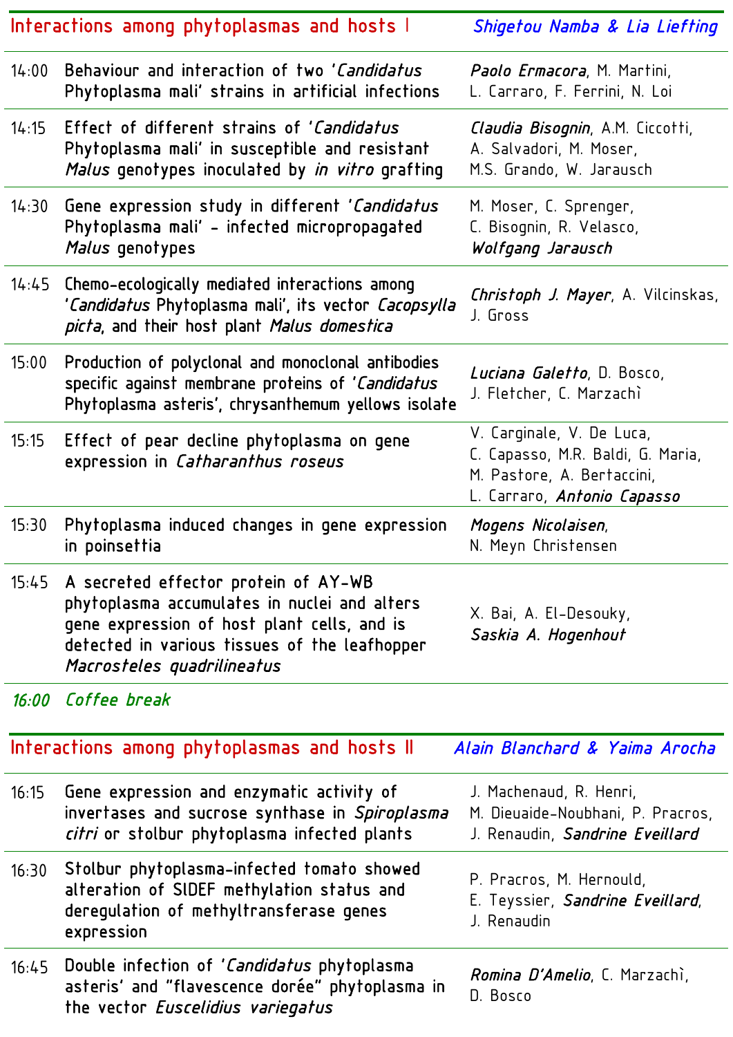## Interactions among phytoplasmas and hosts I — *Shigetou Namba & Lia Liefting*

| | | |
|---|---|---|
| 14:00 | Behaviour and interaction of two '*Candidatus* Phytoplasma mali' strains in artificial infections | ***Paolo Ermacora***, M. Martini, L. Carraro, F. Ferrini, N. Loi |
| 14:15 | Effect of different strains of '*Candidatus* Phytoplasma mali' in susceptible and resistant *Malus* genotypes inoculated by *in vitro* grafting | ***Claudia Bisognin***, A.M. Ciccotti, A. Salvadori, M. Moser, M.S. Grando, W. Jarausch |
| 14:30 | Gene expression study in different '*Candidatus* Phytoplasma mali' - infected micropropagated *Malus* genotypes | M. Moser, C. Sprenger, C. Bisognin, R. Velasco, ***Wolfgang Jarausch*** |
| 14:45 | Chemo-ecologically mediated interactions among '*Candidatus* Phytoplasma mali', its vector *Cacopsylla picta*, and their host plant *Malus domestica* | ***Christoph J. Mayer***, A. Vilcinskas, J. Gross |
| 15:00 | Production of polyclonal and monoclonal antibodies specific against membrane proteins of '*Candidatus* Phytoplasma asteris', chrysanthemum yellows isolate | ***Luciana Galetto***, D. Bosco, J. Fletcher, C. Marzachì |
| 15:15 | Effect of pear decline phytoplasma on gene expression in *Catharanthus roseus* | V. Carginale, V. De Luca, C. Capasso, M.R. Baldi, G. Maria, M. Pastore, A. Bertaccini, L. Carraro, ***Antonio Capasso*** |
| 15:30 | Phytoplasma induced changes in gene expression in poinsettia | ***Mogens Nicolaisen***, N. Meyn Christensen |
| 15:45 | A secreted effector protein of AY-WB phytoplasma accumulates in nuclei and alters gene expression of host plant cells, and is detected in various tissues of the leafhopper *Macrosteles quadrilineatus* | X. Bai, A. El-Desouky, ***Saskia A. Hogenhout*** |

*16:00 Coffee break*

## Interactions among phytoplasmas and hosts II — *Alain Blanchard & Yaima Arocha*

| | | |
|---|---|---|
| 16:15 | Gene expression and enzymatic activity of invertases and sucrose synthase in *Spiroplasma citri* or stolbur phytoplasma infected plants | J. Machenaud, R. Henri, M. Dieuaide-Noubhani, P. Pracros, J. Renaudin, ***Sandrine Eveillard*** |
| 16:30 | Stolbur phytoplasma-infected tomato showed alteration of SlDEF methylation status and deregulation of methyltransferase genes expression | P. Pracros, M. Hernould, E. Teyssier, ***Sandrine Eveillard***, J. Renaudin |
| 16:45 | Double infection of '*Candidatus* phytoplasma asteris' and "flavescence dorée" phytoplasma in the vector *Euscelidius variegatus* | ***Romina D'Amelio***, C. Marzachì, D. Bosco |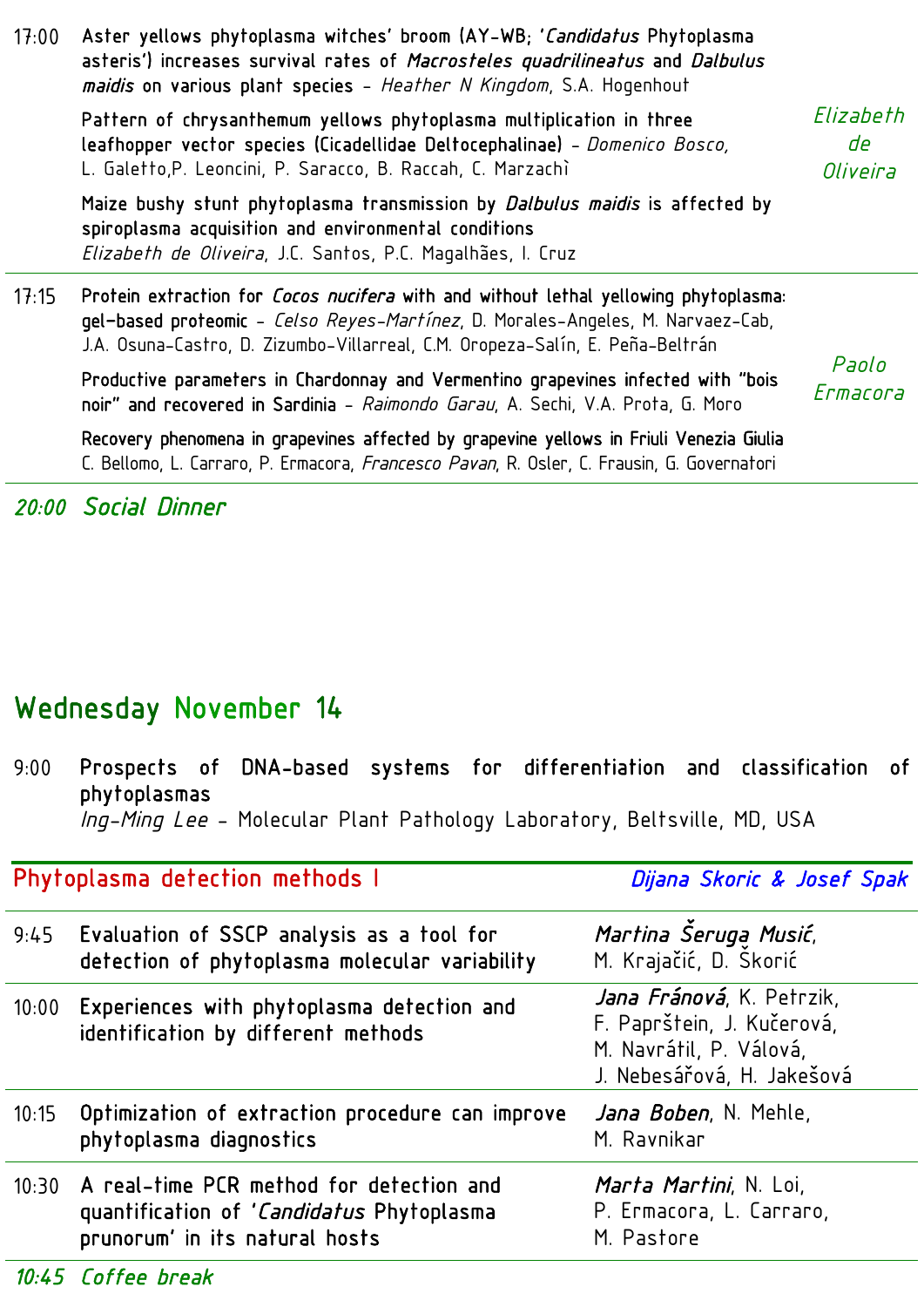| | | |
|---|---|---|
| 17:00 | **Aster yellows phytoplasma witches' broom (AY-WB; '*Candidatus* Phytoplasma asteris') increases survival rates of *Macrosteles quadrilineatus* and *Dalbulus maidis* on various plant species** – *Heather N Kingdom*, S.A. Hogenhout<br><br>**Pattern of chrysanthemum yellows phytoplasma multiplication in three leafhopper vector species (Cicadellidae Deltocephalinae)** – *Domenico Bosco*, L. Galetto, P. Leoncini, P. Saracco, B. Raccah, C. Marzachì<br><br>**Maize bushy stunt phytoplasma transmission by *Dalbulus maidis* is affected by spiroplasma acquisition and environmental conditions**<br>*Elizabeth de Oliveira*, J.C. Santos, P.C. Magalhães, I. Cruz | *Elizabeth de Oliveira* |
| 17:15 | **Protein extraction for *Cocos nucifera* with and without lethal yellowing phytoplasma: gel-based proteomic** – *Celso Reyes-Martínez*, D. Morales-Angeles, M. Narvaez-Cab, J.A. Osuna-Castro, D. Zizumbo-Villarreal, C.M. Oropeza-Salín, E. Peña-Beltrán<br><br>**Productive parameters in Chardonnay and Vermentino grapevines infected with "bois noir" and recovered in Sardinia** – *Raimondo Garau*, A. Sechi, V.A. Prota, G. Moro<br><br>**Recovery phenomena in grapevines affected by grapevine yellows in Friuli Venezia Giulia**<br>C. Bellomo, L. Carraro, P. Ermacora, *Francesco Pavan*, R. Osler, C. Frausin, G. Governatori | *Paolo Ermacora* |

*20:00 Social Dinner*

## Wednesday November 14

9:00 **Prospects of DNA-based systems for differentiation and classification of phytoplasmas**
*Ing-Ming Lee* – Molecular Plant Pathology Laboratory, Beltsville, MD, USA

### Phytoplasma detection methods I — *Dijana Skoric & Josef Spak*

| | | |
|---|---|---|
| 9:45 | Evaluation of SSCP analysis as a tool for detection of phytoplasma molecular variability | ***Martina Šeruga Musić***, M. Krajačić, D. Škorić |
| 10:00 | Experiences with phytoplasma detection and identification by different methods | ***Jana Fránová***, K. Petrzik, F. Paprštein, J. Kučerová, M. Navrátil, P. Válová, J. Nebesářová, H. Jakešová |
| 10:15 | Optimization of extraction procedure can improve phytoplasma diagnostics | ***Jana Boben***, N. Mehle, M. Ravnikar |
| 10:30 | A real-time PCR method for detection and quantification of '*Candidatus* Phytoplasma prunorum' in its natural hosts | ***Marta Martini***, N. Loi, P. Ermacora, L. Carraro, M. Pastore |

*10:45 Coffee break*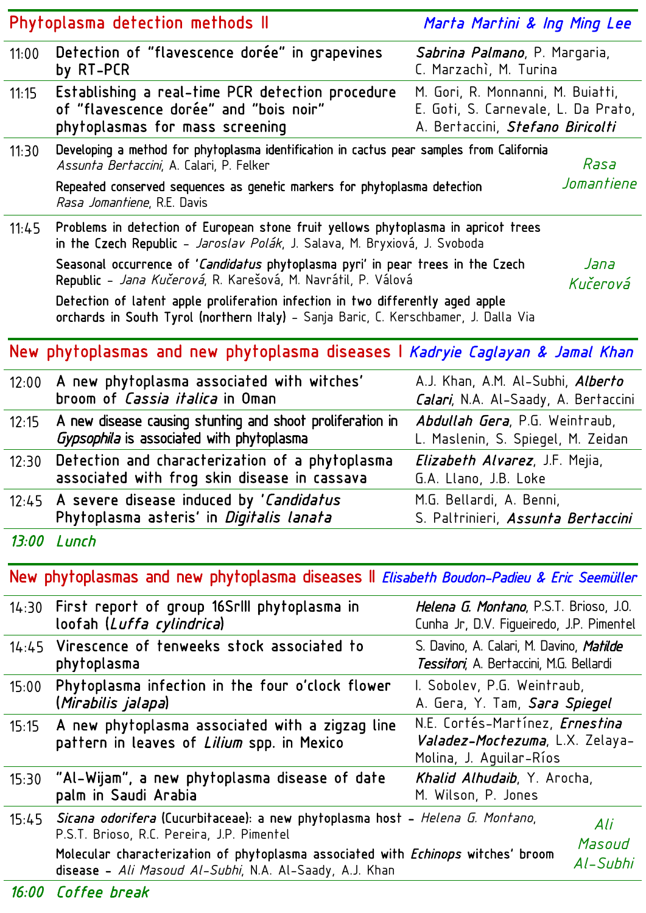## Phytoplasma detection methods II

*Marta Martini & Ing Ming Lee*

| | | |
|---|---|---|
| 11:00 | **Detection of "flavescence dorée" in grapevines by RT-PCR** | ***Sabrina Palmano***, P. Margaria, C. Marzachì, M. Turina |
| 11:15 | **Establishing a real-time PCR detection procedure of "flavescence dorée" and "bois noir" phytoplasmas for mass screening** | M. Gori, R. Monnanni, M. Buiatti, E. Goti, S. Carnevale, L. Da Prato, A. Bertaccini, ***Stefano Biricolti*** |
| 11:30 | **Developing a method for phytoplasma identification in cactus pear samples from California** – *Assunta Bertaccini*, A. Calari, P. Felker<br>**Repeated conserved sequences as genetic markers for phytoplasma detection** – *Rasa Jomantiene*, R.E. Davis | *Rasa Jomantiene* |
| 11:45 | **Problems in detection of European stone fruit yellows phytoplasma in apricot trees in the Czech Republic** – *Jaroslav Polák*, J. Salava, M. Bryxiová, J. Svoboda<br>**Seasonal occurrence of '*Candidatus* phytoplasma pyri' in pear trees in the Czech Republic** – *Jana Kučerová*, R. Karešová, M. Navrátil, P. Válová<br>**Detection of latent apple proliferation infection in two differently aged apple orchards in South Tyrol (northern Italy)** – Sanja Baric, C. Kerschbamer, J. Dalla Via | *Jana Kučerová* |

## New phytoplasmas and new phytoplasma diseases I

*Kadryie Caglayan & Jamal Khan*

| | | |
|---|---|---|
| 12:00 | **A new phytoplasma associated with witches' broom of *Cassia italica* in Oman** | A.J. Khan, A.M. Al-Subhi, ***Alberto Calari***, N.A. Al-Saady, A. Bertaccini |
| 12:15 | **A new disease causing stunting and shoot proliferation in *Gypsophila* is associated with phytoplasma** | ***Abdullah Gera***, P.G. Weintraub, L. Maslenin, S. Spiegel, M. Zeidan |
| 12:30 | **Detection and characterization of a phytoplasma associated with frog skin disease in cassava** | ***Elizabeth Alvarez***, J.F. Mejia, G.A. Llano, J.B. Loke |
| 12:45 | **A severe disease induced by '*Candidatus* Phytoplasma asteris' in *Digitalis lanata*** | M.G. Bellardi, A. Benni, S. Paltrinieri, ***Assunta Bertaccini*** |

*13:00 Lunch*

## New phytoplasmas and new phytoplasma diseases II

*Elisabeth Boudon-Padieu & Eric Seemüller*

| | | |
|---|---|---|
| 14:30 | **First report of group 16SrIII phytoplasma in loofah (*Luffa cylindrica*)** | ***Helena G. Montano***, P.S.T. Brioso, J.O. Cunha Jr, D.V. Figueiredo, J.P. Pimentel |
| 14:45 | **Virescence of tenweeks stock associated to phytoplasma** | S. Davino, A. Calari, M. Davino, ***Matilde Tessitori***, A. Bertaccini, M.G. Bellardi |
| 15:00 | **Phytoplasma infection in the four o'clock flower (*Mirabilis jalapa*)** | I. Sobolev, P.G. Weintraub, A. Gera, Y. Tam, ***Sara Spiegel*** |
| 15:15 | **A new phytoplasma associated with a zigzag line pattern in leaves of *Lilium* spp. in Mexico** | N.E. Cortés-Martínez, ***Ernestina Valadez-Moctezuma***, L.X. Zelaya-Molina, J. Aguilar-Ríos |
| 15:30 | **"Al-Wijam", a new phytoplasma disease of date palm in Saudi Arabia** | ***Khalid Alhudaib***, Y. Arocha, M. Wilson, P. Jones |
| 15:45 | ***Sicana odorifera* (Cucurbitaceae): a new phytoplasma host** – *Helena G. Montano*, P.S.T. Brioso, R.C. Pereira, J.P. Pimentel<br>**Molecular characterization of phytoplasma associated with *Echinops* witches' broom disease** – *Ali Masoud Al-Subhi*, N.A. Al-Saady, A.J. Khan | *Ali Masoud Al-Subhi* |

*16:00 Coffee break*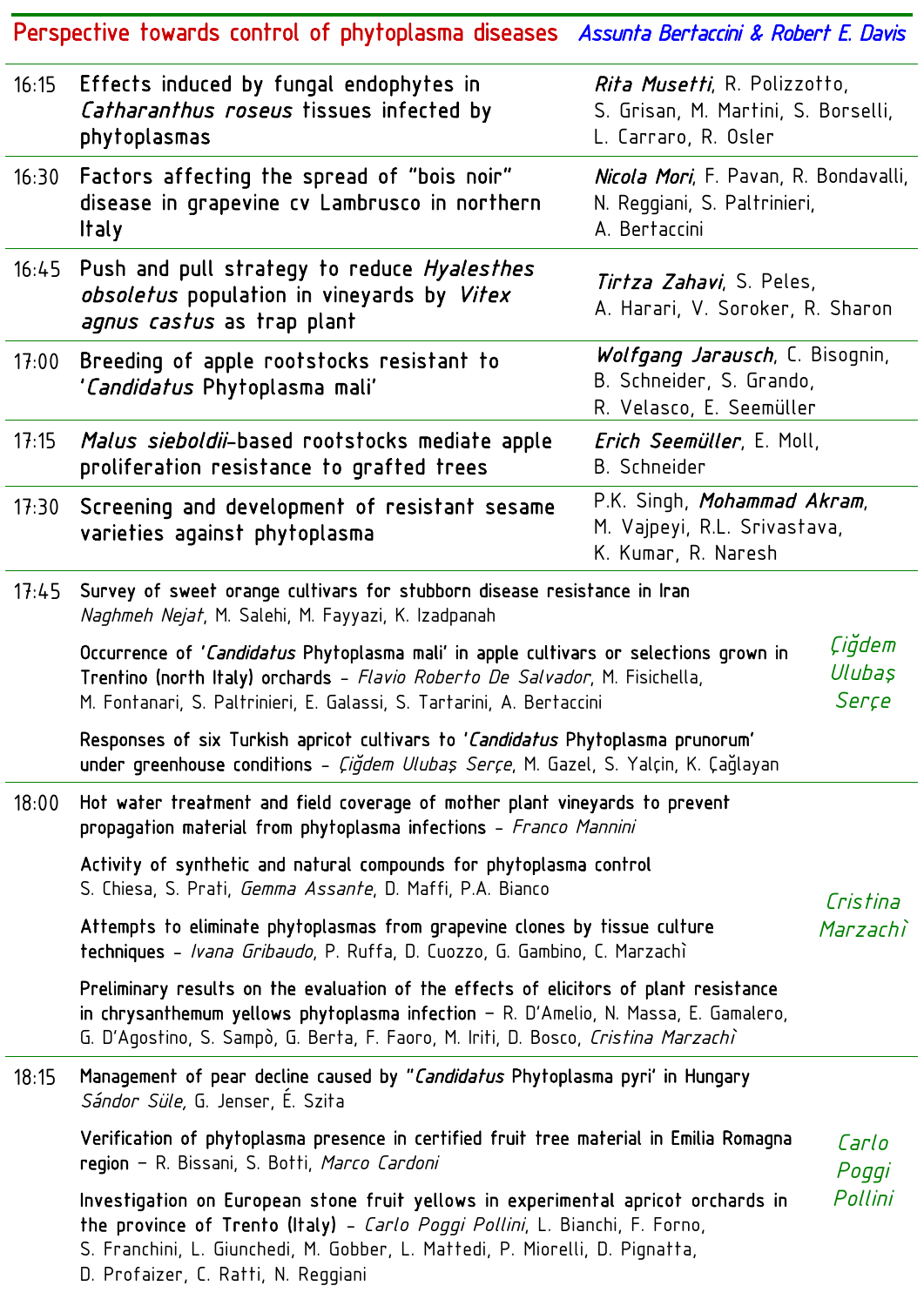## Perspective towards control of phytoplasma diseases *Assunta Bertaccini & Robert E. Davis*

| | | |
|---|---|---|
| 16:15 | Effects induced by fungal endophytes in *Catharanthus roseus* tissues infected by phytoplasmas | ***Rita Musetti***, R. Polizzotto, S. Grisan, M. Martini, S. Borselli, L. Carraro, R. Osler |
| 16:30 | Factors affecting the spread of "bois noir" disease in grapevine cv Lambrusco in northern Italy | ***Nicola Mori***, F. Pavan, R. Bondavalli, N. Reggiani, S. Paltrinieri, A. Bertaccini |
| 16:45 | Push and pull strategy to reduce *Hyalesthes obsoletus* population in vineyards by *Vitex agnus castus* as trap plant | ***Tirtza Zahavi***, S. Peles, A. Harari, V. Soroker, R. Sharon |
| 17:00 | Breeding of apple rootstocks resistant to '*Candidatus* Phytoplasma mali' | ***Wolfgang Jarausch***, C. Bisognin, B. Schneider, S. Grando, R. Velasco, E. Seemüller |
| 17:15 | *Malus sieboldii*-based rootstocks mediate apple proliferation resistance to grafted trees | ***Erich Seemüller***, E. Moll, B. Schneider |
| 17:30 | Screening and development of resistant sesame varieties against phytoplasma | P.K. Singh, ***Mohammad Akram***, M. Vajpeyi, R.L. Srivastava, K. Kumar, R. Naresh |

**17:45** — *Çiğdem Ulubaş Serçe*

Survey of sweet orange cultivars for stubborn disease resistance in Iran
*Naghmeh Nejat*, M. Salehi, M. Fayyazi, K. Izadpanah

Occurrence of '*Candidatus* Phytoplasma mali' in apple cultivars or selections grown in Trentino (north Italy) orchards – *Flavio Roberto De Salvador*, M. Fisichella, M. Fontanari, S. Paltrinieri, E. Galassi, S. Tartarini, A. Bertaccini

Responses of six Turkish apricot cultivars to '*Candidatus* Phytoplasma prunorum' under greenhouse conditions – *Çiğdem Ulubaş Serçe*, M. Gazel, S. Yalçin, K. Çağlayan

**18:00** — *Cristina Marzachì*

Hot water treatment and field coverage of mother plant vineyards to prevent propagation material from phytoplasma infections – *Franco Mannini*

Activity of synthetic and natural compounds for phytoplasma control
S. Chiesa, S. Prati, *Gemma Assante*, D. Maffi, P.A. Bianco

Attempts to eliminate phytoplasmas from grapevine clones by tissue culture techniques – *Ivana Gribaudo*, P. Ruffa, D. Cuozzo, G. Gambino, C. Marzachì

Preliminary results on the evaluation of the effects of elicitors of plant resistance in chrysanthemum yellows phytoplasma infection – R. D'Amelio, N. Massa, E. Gamalero, G. D'Agostino, S. Sampò, G. Berta, F. Faoro, M. Iriti, D. Bosco, *Cristina Marzachì*

**18:15** — *Carlo Poggi Pollini*

Management of pear decline caused by "*Candidatus* Phytoplasma pyri' in Hungary
*Sándor Süle,* G. Jenser, É. Szita

Verification of phytoplasma presence in certified fruit tree material in Emilia Romagna region – R. Bissani, S. Botti, *Marco Cardoni*

Investigation on European stone fruit yellows in experimental apricot orchards in the province of Trento (Italy) – *Carlo Poggi Pollini*, L. Bianchi, F. Forno, S. Franchini, L. Giunchedi, M. Gobber, L. Mattedi, P. Miorelli, D. Pignatta, D. Profaizer, C. Ratti, N. Reggiani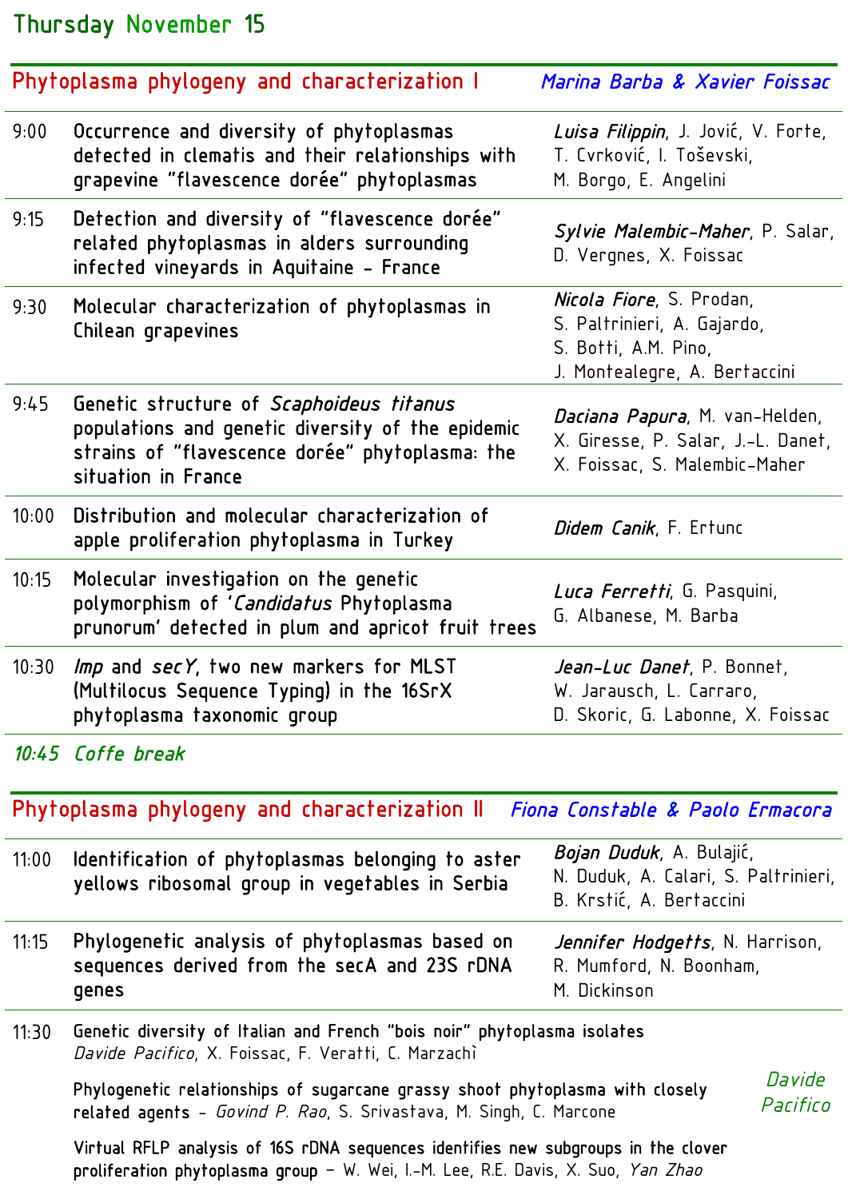## Thursday November 15

### Phytoplasma phylogeny and characterization I — *Marina Barba & Xavier Foissac*

| Time | Title | Authors |
|---|---|---|
| 9:00 | Occurrence and diversity of phytoplasmas detected in clematis and their relationships with grapevine "flavescence dorée" phytoplasmas | ***Luisa Filippin***, J. Jović, V. Forte, T. Cvrković, I. Toševski, M. Borgo, E. Angelini |
| 9:15 | Detection and diversity of "flavescence dorée" related phytoplasmas in alders surrounding infected vineyards in Aquitaine - France | ***Sylvie Malembic-Maher***, P. Salar, D. Vergnes, X. Foissac |
| 9:30 | Molecular characterization of phytoplasmas in Chilean grapevines | ***Nicola Fiore***, S. Prodan, S. Paltrinieri, A. Gajardo, S. Botti, A.M. Pino, J. Montealegre, A. Bertaccini |
| 9:45 | Genetic structure of *Scaphoideus titanus* populations and genetic diversity of the epidemic strains of "flavescence dorée" phytoplasma: the situation in France | ***Daciana Papura***, M. van-Helden, X. Giresse, P. Salar, J.-L. Danet, X. Foissac, S. Malembic-Maher |
| 10:00 | Distribution and molecular characterization of apple proliferation phytoplasma in Turkey | ***Didem Canik***, F. Ertunc |
| 10:15 | Molecular investigation on the genetic polymorphism of '*Candidatus* Phytoplasma prunorum' detected in plum and apricot fruit trees | ***Luca Ferretti***, G. Pasquini, G. Albanese, M. Barba |
| 10:30 | *Imp* and *secY*, two new markers for MLST (Multilocus Sequence Typing) in the 16SrX phytoplasma taxonomic group | ***Jean-Luc Danet***, P. Bonnet, W. Jarausch, L. Carraro, D. Skoric, G. Labonne, X. Foissac |

*10:45 Coffe break*

### Phytoplasma phylogeny and characterization II — *Fiona Constable & Paolo Ermacora*

| Time | Title | Authors |
|---|---|---|
| 11:00 | Identification of phytoplasmas belonging to aster yellows ribosomal group in vegetables in Serbia | ***Bojan Duduk***, A. Bulajić, N. Duduk, A. Calari, S. Paltrinieri, B. Krstić, A. Bertaccini |
| 11:15 | Phylogenetic analysis of phytoplasmas based on sequences derived from the secA and 23S rDNA genes | ***Jennifer Hodgetts***, N. Harrison, R. Mumford, N. Boonham, M. Dickinson |

11:30 — *Davide Pacifico*

- Genetic diversity of Italian and French "bois noir" phytoplasma isolates
  *Davide Pacifico*, X. Foissac, F. Veratti, C. Marzachì
- Phylogenetic relationships of sugarcane grassy shoot phytoplasma with closely related agents - *Govind P. Rao*, S. Srivastava, M. Singh, C. Marcone
- Virtual RFLP analysis of 16S rDNA sequences identifies new subgroups in the clover proliferation phytoplasma group – W. Wei, I.-M. Lee, R.E. Davis, X. Suo, *Yan Zhao*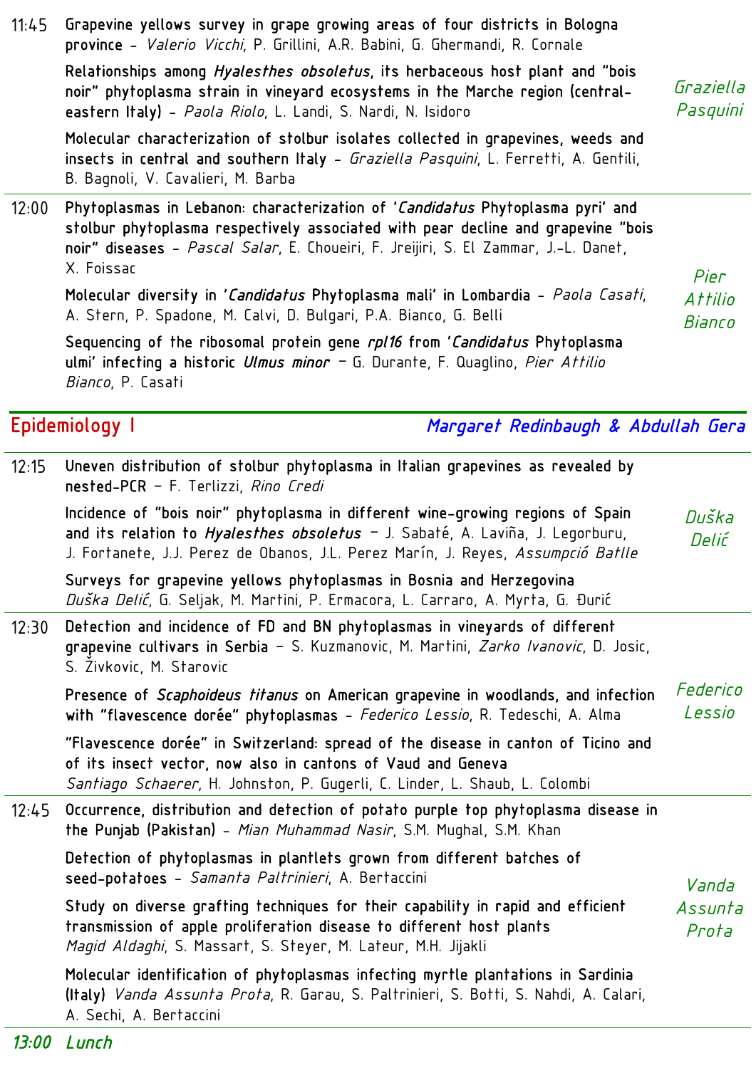**11:45** — Chair: *Graziella Pasquini*

**Grapevine yellows survey in grape growing areas of four districts in Bologna province** – *Valerio Vicchi*, P. Grillini, A.R. Babini, G. Ghermandi, R. Cornale

**Relationships among *Hyalesthes obsoletus*, its herbaceous host plant and "bois noir" phytoplasma strain in vineyard ecosystems in the Marche region (central-eastern Italy)** – *Paola Riolo*, L. Landi, S. Nardi, N. Isidoro

**Molecular characterization of stolbur isolates collected in grapevines, weeds and insects in central and southern Italy** – *Graziella Pasquini*, L. Ferretti, A. Gentili, B. Bagnoli, V. Cavalieri, M. Barba

**12:00** — Chair: *Pier Attilio Bianco*

**Phytoplasmas in Lebanon: characterization of '*Candidatus* Phytoplasma pyri' and stolbur phytoplasma respectively associated with pear decline and grapevine "bois noir" diseases** – *Pascal Salar*, E. Choueiri, F. Jreijiri, S. El Zammar, J.-L. Danet, X. Foissac

**Molecular diversity in '*Candidatus* Phytoplasma mali' in Lombardia** – *Paola Casati*, A. Stern, P. Spadone, M. Calvi, D. Bulgari, P.A. Bianco, G. Belli

**Sequencing of the ribosomal protein gene *rpl16* from '*Candidatus* Phytoplasma ulmi' infecting a historic *Ulmus minor*** – G. Durante, F. Quaglino, *Pier Attilio Bianco*, P. Casati

## Epidemiology I

*Margaret Redinbaugh & Abdullah Gera*

**12:15** — Chair: *Duška Delić*

**Uneven distribution of stolbur phytoplasma in Italian grapevines as revealed by nested-PCR** – F. Terlizzi, *Rino Credi*

**Incidence of "bois noir" phytoplasma in different wine-growing regions of Spain and its relation to *Hyalesthes obsoletus*** – J. Sabaté, A. Laviña, J. Legorburu, J. Fortanete, J.J. Perez de Obanos, J.L. Perez Marín, J. Reyes, *Assumpció Batlle*

**Surveys for grapevine yellows phytoplasmas in Bosnia and Herzegovina**
*Duška Delić*, G. Seljak, M. Martini, P. Ermacora, L. Carraro, A. Myrta, G. Đurić

**12:30** — Chair: *Federico Lessio*

**Detection and incidence of FD and BN phytoplasmas in vineyards of different grapevine cultivars in Serbia** – S. Kuzmanovic, M. Martini, *Zarko Ivanovic*, D. Josic, S. Živkovic, M. Starovic

**Presence of *Scaphoideus titanus* on American grapevine in woodlands, and infection with "flavescence dorée" phytoplasmas** – *Federico Lessio*, R. Tedeschi, A. Alma

**"Flavescence dorée" in Switzerland: spread of the disease in canton of Ticino and of its insect vector, now also in cantons of Vaud and Geneva**
*Santiago Schaerer*, H. Johnston, P. Gugerli, C. Linder, L. Shaub, L. Colombi

**12:45** — Chair: *Vanda Assunta Prota*

**Occurrence, distribution and detection of potato purple top phytoplasma disease in the Punjab (Pakistan)** – *Mian Muhammad Nasir*, S.M. Mughal, S.M. Khan

**Detection of phytoplasmas in plantlets grown from different batches of seed-potatoes** – *Samanta Paltrinieri*, A. Bertaccini

**Study on diverse grafting techniques for their capability in rapid and efficient transmission of apple proliferation disease to different host plants**
*Magid Aldaghi*, S. Massart, S. Steyer, M. Lateur, M.H. Jijakli

**Molecular identification of phytoplasmas infecting myrtle plantations in Sardinia (Italy)** *Vanda Assunta Prota*, R. Garau, S. Paltrinieri, S. Botti, S. Nahdi, A. Calari, A. Sechi, A. Bertaccini

***13:00 Lunch***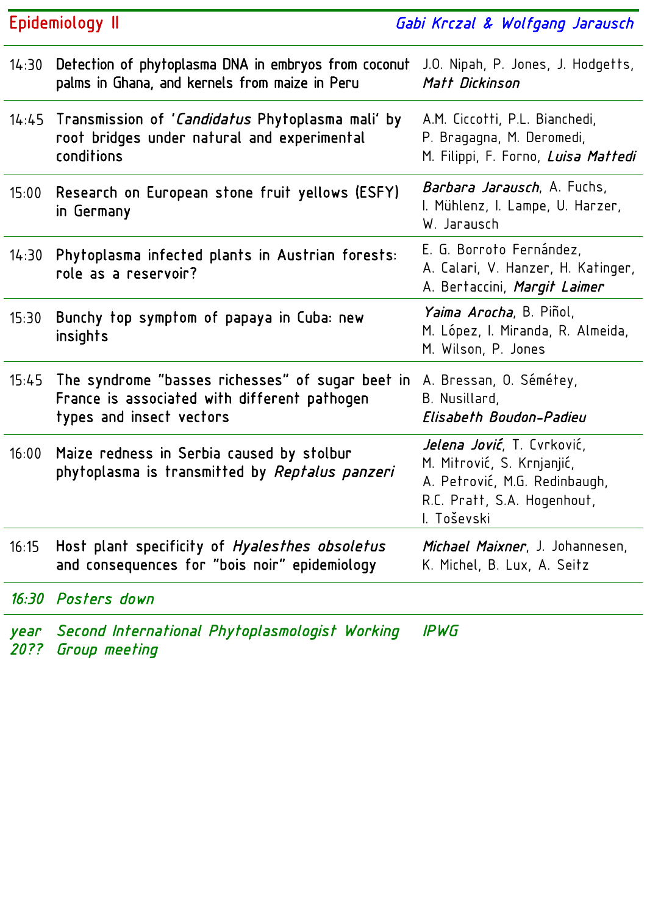## Epidemiology II — *Gabi Krczal & Wolfgang Jarausch*

| | | |
|---|---|---|
| 14:30 | Detection of phytoplasma DNA in embryos from coconut palms in Ghana, and kernels from maize in Peru | J.O. Nipah, P. Jones, J. Hodgetts, ***Matt Dickinson*** |
| 14:45 | Transmission of '*Candidatus* Phytoplasma mali' by root bridges under natural and experimental conditions | A.M. Ciccotti, P.L. Bianchedi, P. Bragagna, M. Deromedi, M. Filippi, F. Forno, ***Luisa Mattedi*** |
| 15:00 | Research on European stone fruit yellows (ESFY) in Germany | ***Barbara Jarausch***, A. Fuchs, I. Mühlenz, I. Lampe, U. Harzer, W. Jarausch |
| 14:30 | Phytoplasma infected plants in Austrian forests: role as a reservoir? | E. G. Borroto Fernández, A. Calari, V. Hanzer, H. Katinger, A. Bertaccini, ***Margit Laimer*** |
| 15:30 | Bunchy top symptom of papaya in Cuba: new insights | ***Yaima Arocha***, B. Piñol, M. López, I. Miranda, R. Almeida, M. Wilson, P. Jones |
| 15:45 | The syndrome "basses richesses" of sugar beet in France is associated with different pathogen types and insect vectors | A. Bressan, O. Sémétey, B. Nusillard, ***Elisabeth Boudon-Padieu*** |
| 16:00 | Maize redness in Serbia caused by stolbur phytoplasma is transmitted by *Reptalus panzeri* | ***Jelena Jović***, T. Cvrković, M. Mitrović, S. Krnjanjić, A. Petrović, M.G. Redinbaugh, R.C. Pratt, S.A. Hogenhout, I. Toševski |
| 16:15 | Host plant specificity of *Hyalesthes obsoletus* and consequences for "bois noir" epidemiology | ***Michael Maixner***, J. Johannesen, K. Michel, B. Lux, A. Seitz |
| *16:30* | *Posters down* | |
| *year 20??* | *Second International Phytoplasmologist Working Group meeting* | *IPWG* |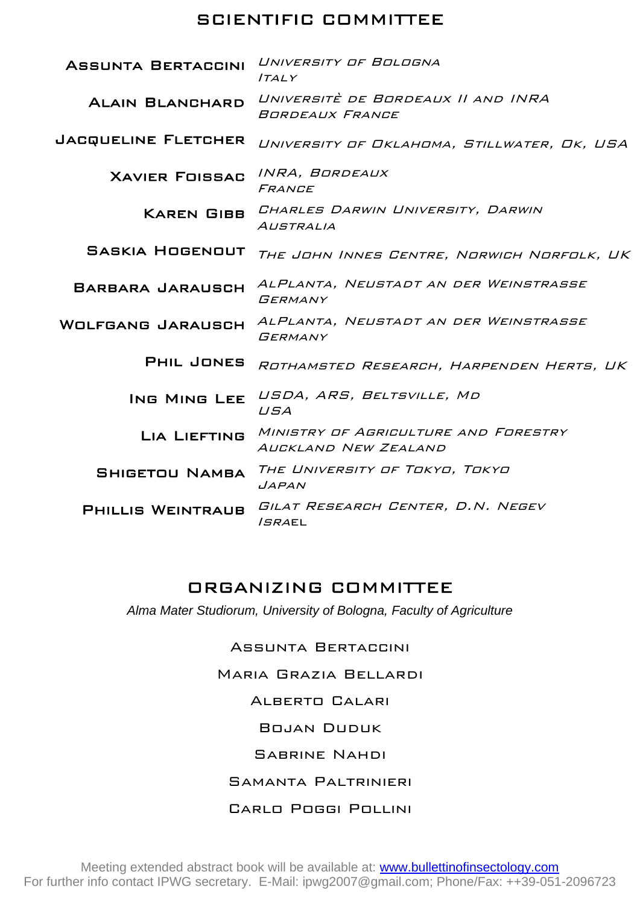## SCIENTIFIC COMMITTEE

| | |
|---|---|
| **Assunta Bertaccini** | *University of Bologna Italy* |
| **Alain Blanchard** | *Universitè de Bordeaux II and INRA Bordeaux France* |
| **Jacqueline Fletcher** | *University of Oklahoma, Stillwater, OK, USA* |
| **Xavier Foissac** | *INRA, Bordeaux France* |
| **Karen Gibb** | *Charles Darwin University, Darwin Australia* |
| **Saskia Hogenout** | *The John Innes Centre, Norwich Norfolk, UK* |
| **Barbara Jarausch** | *AlPlanta, Neustadt an der Weinstrasse Germany* |
| **Wolfgang Jarausch** | *AlPlanta, Neustadt an der Weinstrasse Germany* |
| **Phil Jones** | *Rothamsted Research, Harpenden Herts, UK* |
| **Ing Ming Lee** | *USDA, ARS, Beltsville, MD USA* |
| **Lia Liefting** | *Ministry of Agriculture and Forestry Auckland New Zealand* |
| **Shigetou Namba** | *The University of Tokyo, Tokyo Japan* |
| **Phillis Weintraub** | *Gilat Research Center, D.N. Negev Israel* |

## ORGANIZING COMMITTEE

*Alma Mater Studiorum, University of Bologna, Faculty of Agriculture*

Assunta Bertaccini

Maria Grazia Bellardi

Alberto Calari

Bojan Duduk

Sabrine Nahdi

Samanta Paltrinieri

Carlo Poggi Pollini

Meeting extended abstract book will be available at: www.bullettinofinsectology.com
For further info contact IPWG secretary. E-Mail: ipwg2007@gmail.com; Phone/Fax: ++39-051-2096723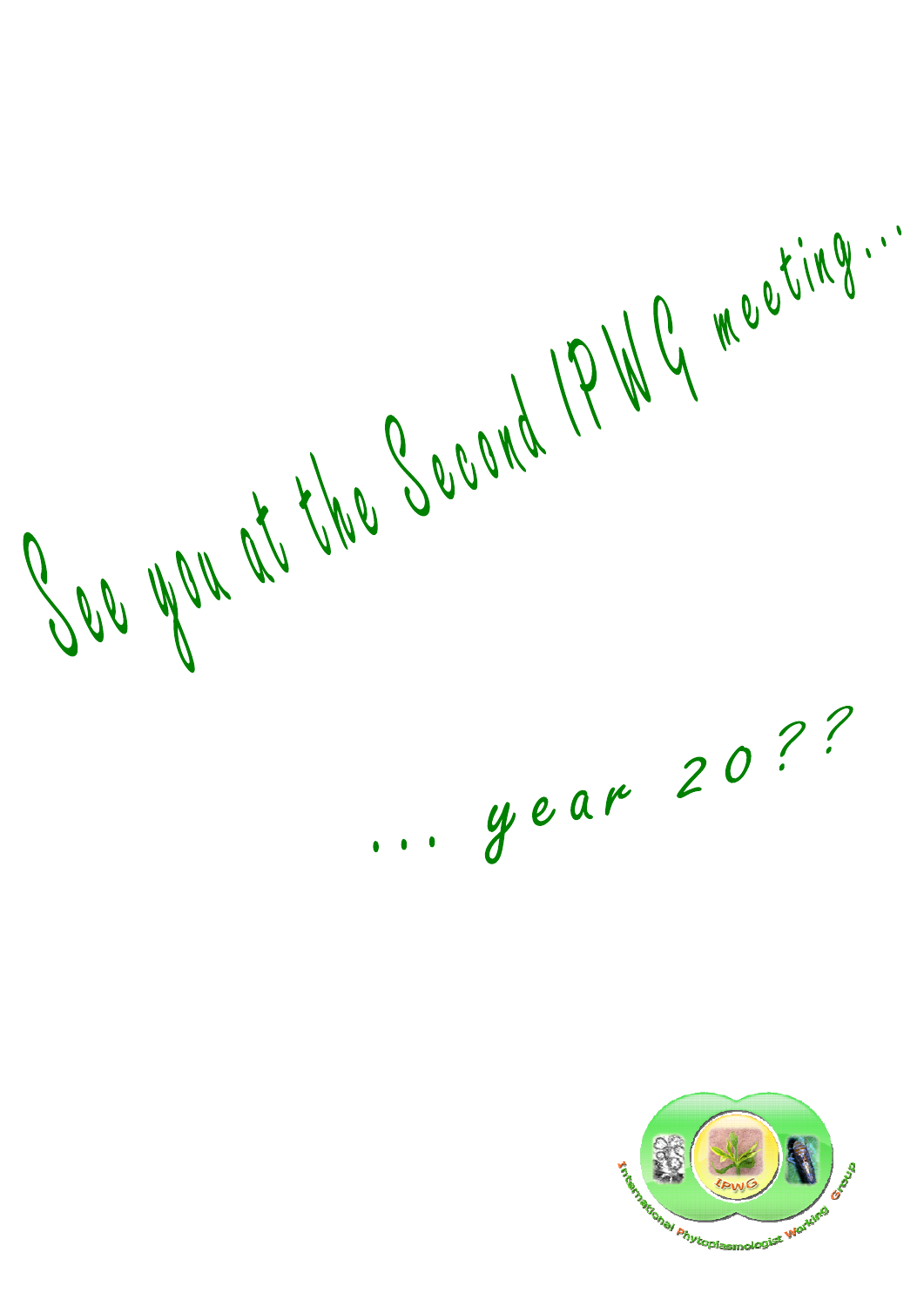See you at the Second IPWG meeting…

… year 20??

International Phytoplasmologist Working Group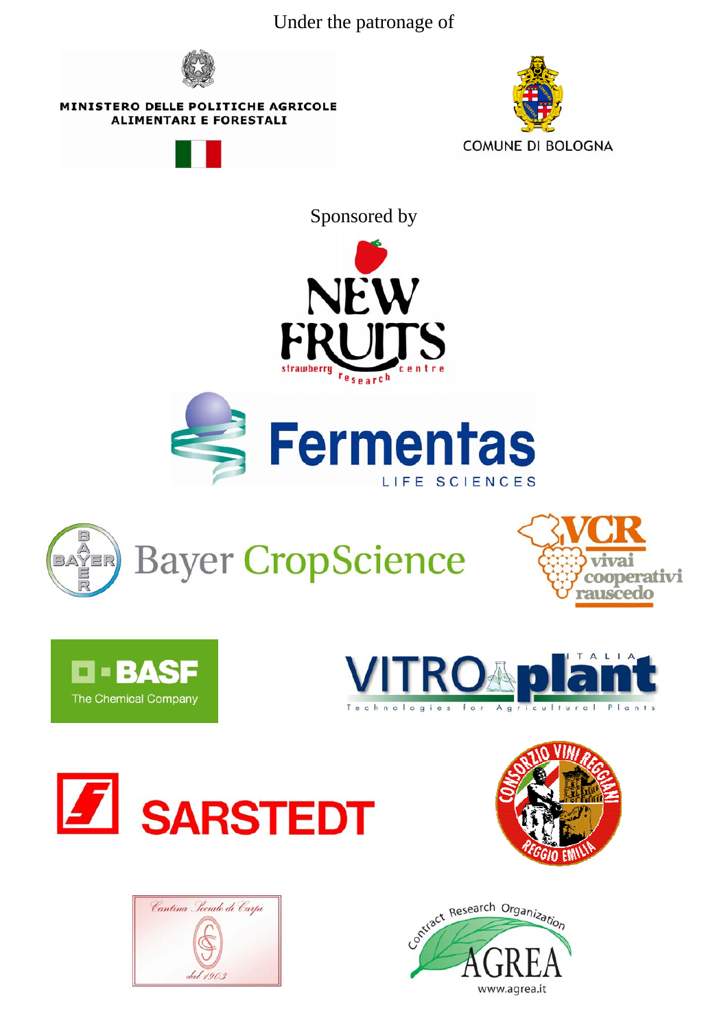Under the patronage of

MINISTERO DELLE POLITICHE AGRICOLE ALIMENTARI E FORESTALI

COMUNE DI BOLOGNA

Sponsored by

NEW FRUITS strawberry research centre

Fermentas LIFE SCIENCES

Bayer CropScience

VCR vivai cooperativi rauscedo

BASF The Chemical Company

VITRO plant ITALIA Technologies for Agricultural Plants

SARSTEDT

CONSORZIO VINI REGGIANI REGGIO EMILIA

Cantina Sociale di Carpi dal 1903

Contract Research Organization AGREA www.agrea.it